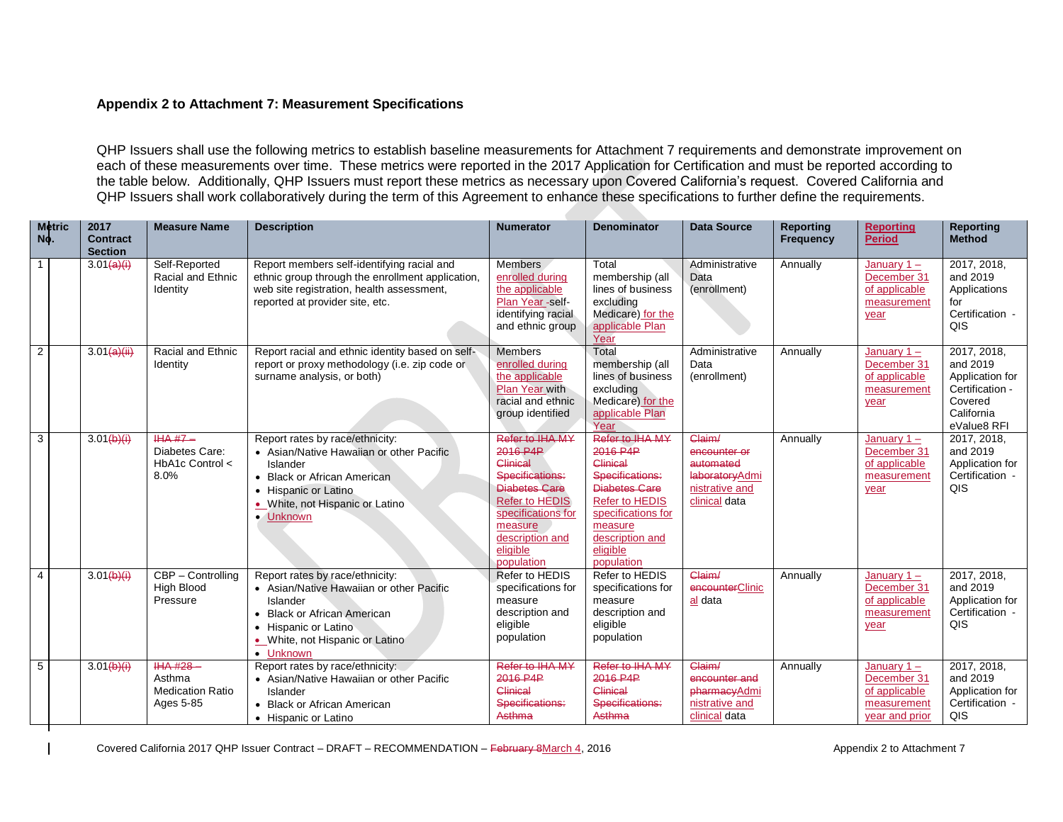**Appendix 2 to Attachment 7: Measurement Specifications**

QHP Issuers shall use the following metrics to establish baseline measurements for Attachment 7 requirements and demonstrate improvement on each of these measurements over time. These metrics were reported in the 2017 Application for Certification and must be reported according to the table below. Additionally, QHP Issuers must report these metrics as necessary upon Covered California's request. Covered California and QHP Issuers shall work collaboratively during the term of this Agreement to enhance these specifications to further define the requirements.

| Metric No. | 2017 Contract Section | Measure Name | Description | Numerator | Denominator | Data Source | Reporting Frequency | Reporting Period | Reporting Method |
|---|---|---|---|---|---|---|---|---|---|
| 1 | 3.01~~(a)(i)~~ | Self-Reported Racial and Ethnic Identity | Report members self-identifying racial and ethnic group through the enrollment application, web site registration, health assessment, reported at provider site, etc. | Members enrolled during the applicable Plan Year -self-identifying racial and ethnic group | Total membership (all lines of business excluding Medicare) for the applicable Plan Year | Administrative Data (enrollment) | Annually | January 1 – December 31 of applicable measurement year | 2017, 2018, and 2019 Applications for Certification - QIS |
| 2 | 3.01~~(a)(ii)~~ | Racial and Ethnic Identity | Report racial and ethnic identity based on self-report or proxy methodology (i.e. zip code or surname analysis, or both) | Members enrolled during the applicable Plan Year with racial and ethnic group identified | Total membership (all lines of business excluding Medicare) for the applicable Plan Year | Administrative Data (enrollment) | Annually | January 1 – December 31 of applicable measurement year | 2017, 2018, and 2019 Application for Certification - Covered California eValue8 RFI |
| 3 | 3.01~~(b)(i)~~ | ~~IHA #7 –~~ Diabetes Care: HbA1c Control < 8.0% | Report rates by race/ethnicity:<br>• Asian/Native Hawaiian or other Pacific Islander<br>• Black or African American<br>• Hispanic or Latino<br>• White, not Hispanic or Latino<br>• Unknown | ~~Refer to IHA MY 2016 P4P Clinical Specifications: Diabetes Care~~ Refer to HEDIS specifications for measure description and eligible population | ~~Refer to IHA MY 2016 P4P Clinical Specifications: Diabetes Care~~ Refer to HEDIS specifications for measure description and eligible population | ~~Claim/ encounter or automated laboratory~~Administrative and clinical data | Annually | January 1 – December 31 of applicable measurement year | 2017, 2018, and 2019 Application for Certification - QIS |
| 4 | 3.01~~(b)(i)~~ | CBP – Controlling High Blood Pressure | Report rates by race/ethnicity:<br>• Asian/Native Hawaiian or other Pacific Islander<br>• Black or African American<br>• Hispanic or Latino<br>• White, not Hispanic or Latino<br>• Unknown | Refer to HEDIS specifications for measure description and eligible population | Refer to HEDIS specifications for measure description and eligible population | ~~Claim/ encounter~~Clinical data | Annually | January 1 – December 31 of applicable measurement year | 2017, 2018, and 2019 Application for Certification - QIS |
| 5 | 3.01~~(b)(i)~~ | ~~IHA #28 –~~ Asthma Medication Ratio Ages 5-85 | Report rates by race/ethnicity:<br>• Asian/Native Hawaiian or other Pacific Islander<br>• Black or African American<br>• Hispanic or Latino | ~~Refer to IHA MY 2016 P4P Clinical Specifications: Asthma~~ | ~~Refer to IHA MY 2016 P4P Clinical Specifications: Asthma~~ | ~~Claim/ encounter and pharmacy~~Administrative and clinical data | Annually | January 1 – December 31 of applicable measurement year and prior | 2017, 2018, and 2019 Application for Certification - QIS |

Covered California 2017 QHP Issuer Contract – DRAFT – RECOMMENDATION – ~~February 8~~March 4, 2016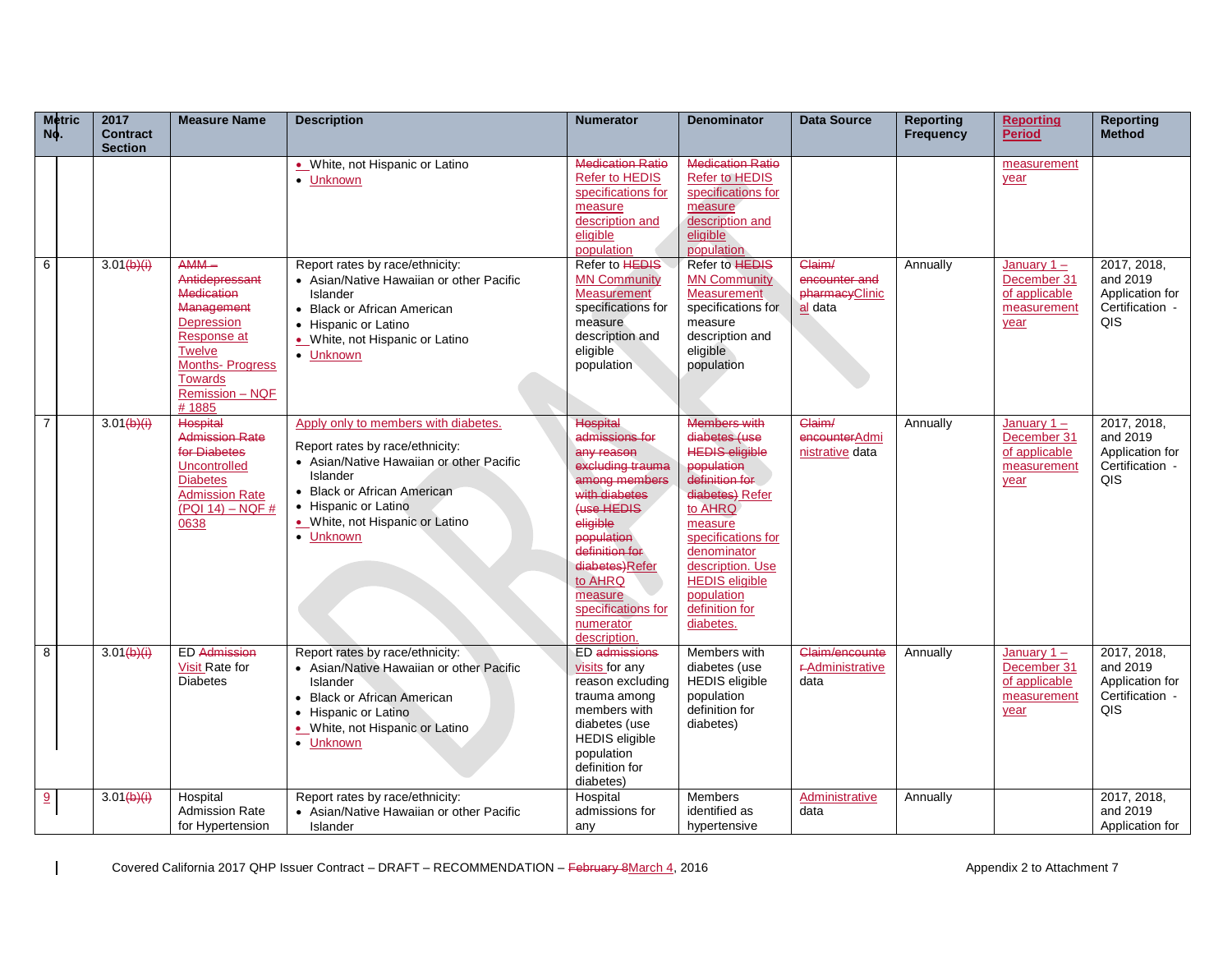| Metric No. | 2017 Contract Section | Measure Name | Description | Numerator | Denominator | Data Source | Reporting Frequency | Reporting Period | Reporting Method |
|---|---|---|---|---|---|---|---|---|---|
| | | | • White, not Hispanic or Latino<br>• Unknown | Medication Ratio Refer to HEDIS specifications for measure description and eligible population | Medication Ratio Refer to HEDIS specifications for measure description and eligible population | | | measurement year | |
| 6 | 3.01(b)(i) | AMM – Antidepressant Medication Management Depression Response at Twelve Months- Progress Towards Remission – NQF # 1885 | Report rates by race/ethnicity:<br>• Asian/Native Hawaiian or other Pacific Islander<br>• Black or African American<br>• Hispanic or Latino<br>• White, not Hispanic or Latino<br>• Unknown | Refer to HEDIS MN Community Measurement specifications for measure description and eligible population | Refer to HEDIS MN Community Measurement specifications for measure description and eligible population | Claim/ encounter and pharmacyClinical data | Annually | January 1 – December 31 of applicable measurement year | 2017, 2018, and 2019 Application for Certification - QIS |
| 7 | 3.01(b)(i) | Hospital Admission Rate for Diabetes Uncontrolled Diabetes Admission Rate (PQI 14) – NQF # 0638 | Apply only to members with diabetes.<br><br>Report rates by race/ethnicity:<br>• Asian/Native Hawaiian or other Pacific Islander<br>• Black or African American<br>• Hispanic or Latino<br>• White, not Hispanic or Latino<br>• Unknown | Hospital admissions for any reason excluding trauma among members with diabetes (use HEDIS eligible population definition for diabetes)Refer to AHRQ measure specifications for numerator description. | Members with diabetes (use HEDIS eligible population definition for diabetes) Refer to AHRQ measure specifications for denominator description. Use HEDIS eligible population definition for diabetes. | Claim/ encounterAdministrative data | Annually | January 1 – December 31 of applicable measurement year | 2017, 2018, and 2019 Application for Certification - QIS |
| 8 | 3.01(b)(i) | ED Admission Visit Rate for Diabetes | Report rates by race/ethnicity:<br>• Asian/Native Hawaiian or other Pacific Islander<br>• Black or African American<br>• Hispanic or Latino<br>• White, not Hispanic or Latino<br>• Unknown | ED admissions visits for any reason excluding trauma among members with diabetes (use HEDIS eligible population definition for diabetes) | Members with diabetes (use HEDIS eligible population definition for diabetes) | Claim/encounter Administrative data | Annually | January 1 – December 31 of applicable measurement year | 2017, 2018, and 2019 Application for Certification - QIS |
| 9 | 3.01(b)(i) | Hospital Admission Rate for Hypertension | Report rates by race/ethnicity:<br>• Asian/Native Hawaiian or other Pacific Islander | Hospital admissions for any | Members identified as hypertensive | Administrative data | Annually | | 2017, 2018, and 2019 Application for |

Covered California 2017 QHP Issuer Contract – DRAFT – RECOMMENDATION – February 8March 4, 2016 — Appendix 2 to Attachment 7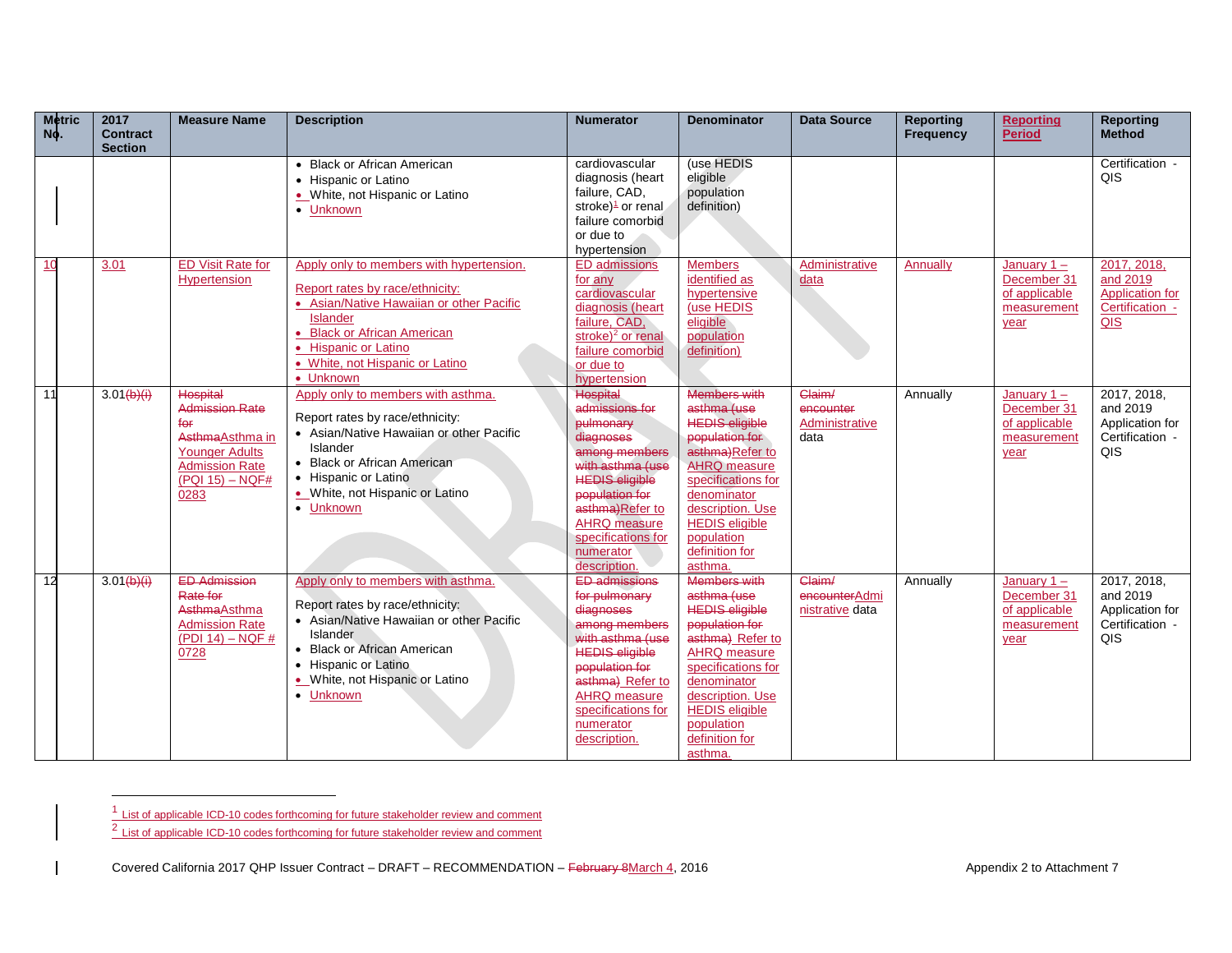| Metric No. | 2017 Contract Section | Measure Name | Description | Numerator | Denominator | Data Source | Reporting Frequency | Reporting Period | Reporting Method |
|---|---|---|---|---|---|---|---|---|---|
| | | | • Black or African American<br>• Hispanic or Latino<br>• White, not Hispanic or Latino<br>• Unknown | cardiovascular diagnosis (heart failure, CAD, stroke)[1] or renal failure comorbid or due to hypertension | (use HEDIS eligible population definition) | | | | Certification - QIS |
| 10 | 3.01 | ED Visit Rate for Hypertension | Apply only to members with hypertension.<br><br>Report rates by race/ethnicity:<br>• Asian/Native Hawaiian or other Pacific Islander<br>• Black or African American<br>• Hispanic or Latino<br>• White, not Hispanic or Latino<br>• Unknown | ED admissions for any cardiovascular diagnosis (heart failure, CAD, stroke)[2] or renal failure comorbid or due to hypertension | Members identified as hypertensive (use HEDIS eligible population definition) | Administrative data | Annually | January 1 – December 31 of applicable measurement year | 2017, 2018, and 2019 Application for Certification - QIS |
| 11 | 3.01~~(b)(i)~~ | ~~Hospital Admission Rate for Asthma~~Asthma in Younger Adults Admission Rate (PQI 15) – NQF# 0283 | Apply only to members with asthma.<br><br>Report rates by race/ethnicity:<br>• Asian/Native Hawaiian or other Pacific Islander<br>• Black or African American<br>• Hispanic or Latino<br>• White, not Hispanic or Latino<br>• Unknown | ~~Hospital admissions for pulmonary diagnoses among members with asthma (use HEDIS eligible population for asthma)~~Refer to AHRQ measure specifications for numerator description. | ~~Members with asthma (use HEDIS eligible population for asthma)~~Refer to AHRQ measure specifications for denominator description. Use HEDIS eligible population definition for asthma. | ~~Claim/ encounter~~ Administrative data | Annually | January 1 – December 31 of applicable measurement year | 2017, 2018, and 2019 Application for Certification - QIS |
| 12 | 3.01~~(b)(i)~~ | ~~ED Admission Rate for Asthma~~Asthma Admission Rate (PDI 14) – NQF # 0728 | Apply only to members with asthma.<br><br>Report rates by race/ethnicity:<br>• Asian/Native Hawaiian or other Pacific Islander<br>• Black or African American<br>• Hispanic or Latino<br>• White, not Hispanic or Latino<br>• Unknown | ~~ED admissions for pulmonary diagnoses among members with asthma (use HEDIS eligible population for asthma)~~ Refer to AHRQ measure specifications for numerator description. | ~~Members with asthma (use HEDIS eligible population for asthma)~~ Refer to AHRQ measure specifications for denominator description. Use HEDIS eligible population definition for asthma. | ~~Claim/ encounter~~Administrative data | Annually | January 1 – December 31 of applicable measurement year | 2017, 2018, and 2019 Application for Certification - QIS |

[1] List of applicable ICD-10 codes forthcoming for future stakeholder review and comment

[2] List of applicable ICD-10 codes forthcoming for future stakeholder review and comment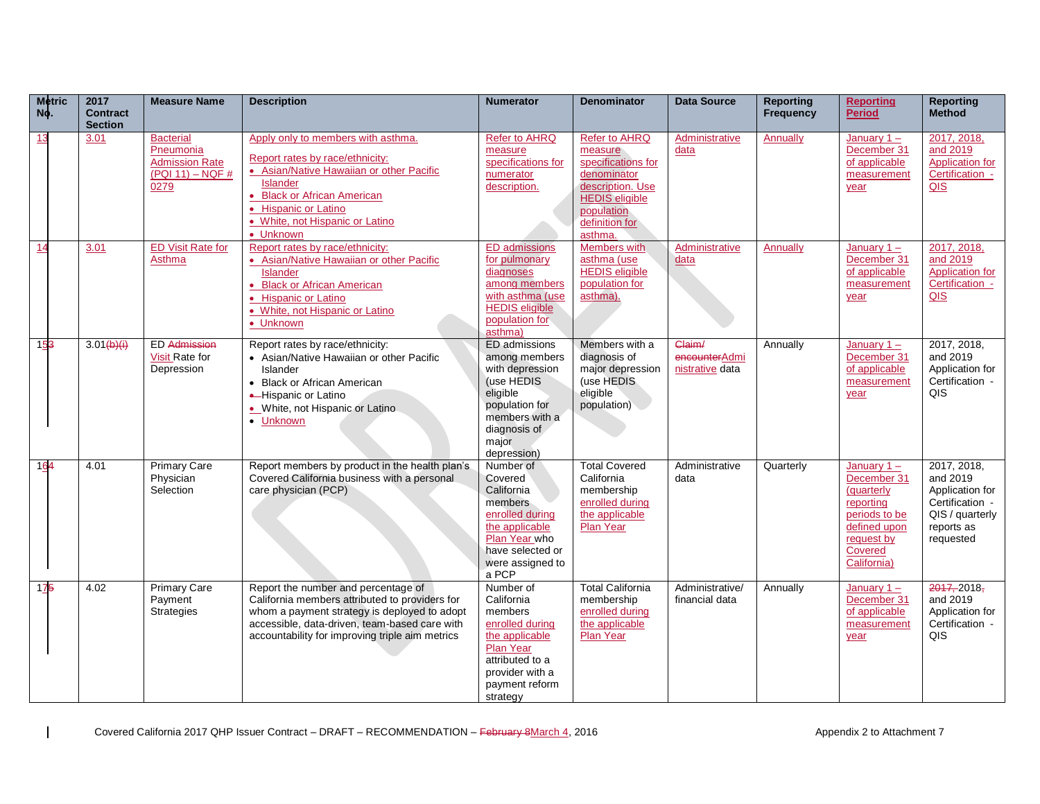| Metric No. | 2017 Contract Section | Measure Name | Description | Numerator | Denominator | Data Source | Reporting Frequency | Reporting Period | Reporting Method |
|---|---|---|---|---|---|---|---|---|---|
| 13 | 3.01 | Bacterial Pneumonia Admission Rate (PQI 11) – NQF # 0279 | Apply only to members with asthma.<br><br>Report rates by race/ethnicity:<br>• Asian/Native Hawaiian or other Pacific Islander<br>• Black or African American<br>• Hispanic or Latino<br>• White, not Hispanic or Latino<br>• Unknown | Refer to AHRQ measure specifications for numerator description. | Refer to AHRQ measure specifications for denominator description. Use HEDIS eligible population definition for asthma. | Administrative data | Annually | January 1 – December 31 of applicable measurement year | 2017, 2018, and 2019 Application for Certification - QIS |
| 14 | 3.01 | ED Visit Rate for Asthma | Report rates by race/ethnicity:<br>• Asian/Native Hawaiian or other Pacific Islander<br>• Black or African American<br>• Hispanic or Latino<br>• White, not Hispanic or Latino<br>• Unknown | ED admissions for pulmonary diagnoses among members with asthma (use HEDIS eligible population for asthma) | Members with asthma (use HEDIS eligible population for asthma). | Administrative data | Annually | January 1 – December 31 of applicable measurement year | 2017, 2018, and 2019 Application for Certification - QIS |
| 153 | 3.01(b)(i) | ED Admission Visit Rate for Depression | Report rates by race/ethnicity:<br>• Asian/Native Hawaiian or other Pacific Islander<br>• Black or African American<br>• Hispanic or Latino<br>• White, not Hispanic or Latino<br>• Unknown | ED admissions among members with depression (use HEDIS eligible population for members with a diagnosis of major depression) | Members with a diagnosis of major depression (use HEDIS eligible population) | Claim/ encounterAdministrative data | Annually | January 1 – December 31 of applicable measurement year | 2017, 2018, and 2019 Application for Certification - QIS |
| 164 | 4.01 | Primary Care Physician Selection | Report members by product in the health plan's Covered California business with a personal care physician (PCP) | Number of Covered California members enrolled during the applicable Plan Year who have selected or were assigned to a PCP | Total Covered California membership enrolled during the applicable Plan Year | Administrative data | Quarterly | January 1 – December 31 (quarterly reporting periods to be defined upon request by Covered California) | 2017, 2018, and 2019 Application for Certification - QIS / quarterly reports as requested |
| 175 | 4.02 | Primary Care Payment Strategies | Report the number and percentage of California members attributed to providers for whom a payment strategy is deployed to adopt accessible, data-driven, team-based care with accountability for improving triple aim metrics | Number of California members enrolled during the applicable Plan Year attributed to a provider with a payment reform strategy | Total California membership enrolled during the applicable Plan Year | Administrative/ financial data | Annually | January 1 – December 31 of applicable measurement year | 2017, 2018, and 2019 Application for Certification - QIS |

Covered California 2017 QHP Issuer Contract – DRAFT – RECOMMENDATION – February 8March 4, 2016 Appendix 2 to Attachment 7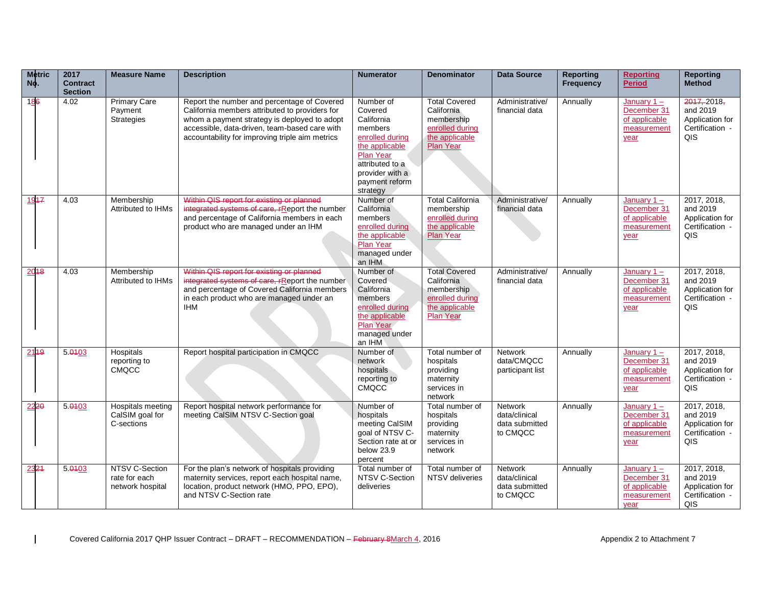| Metric No. | 2017 Contract Section | Measure Name | Description | Numerator | Denominator | Data Source | Reporting Frequency | Reporting Period | Reporting Method |
|---|---|---|---|---|---|---|---|---|---|
| 186 | 4.02 | Primary Care Payment Strategies | Report the number and percentage of Covered California members attributed to providers for whom a payment strategy is deployed to adopt accessible, data-driven, team-based care with accountability for improving triple aim metrics | Number of Covered California members enrolled during the applicable Plan Year attributed to a provider with a payment reform strategy | Total Covered California membership enrolled during the applicable Plan Year | Administrative/ financial data | Annually | January 1 – December 31 of applicable measurement year | 2017, 2018, and 2019 Application for Certification - QIS |
| 1917 | 4.03 | Membership Attributed to IHMs | Within QIS report for existing or planned integrated systems of care, rReport the number and percentage of California members in each product who are managed under an IHM | Number of California members enrolled during the applicable Plan Year managed under an IHM | Total California membership enrolled during the applicable Plan Year | Administrative/ financial data | Annually | January 1 – December 31 of applicable measurement year | 2017, 2018, and 2019 Application for Certification - QIS |
| 2018 | 4.03 | Membership Attributed to IHMs | Within QIS report for existing or planned integrated systems of care, rReport the number and percentage of Covered California members in each product who are managed under an IHM | Number of Covered California members enrolled during the applicable Plan Year managed under an IHM | Total Covered California membership enrolled during the applicable Plan Year | Administrative/ financial data | Annually | January 1 – December 31 of applicable measurement year | 2017, 2018, and 2019 Application for Certification - QIS |
| 2119 | 5.0103 | Hospitals reporting to CMQCC | Report hospital participation in CMQCC | Number of network hospitals reporting to CMQCC | Total number of hospitals providing maternity services in network | Network data/CMQCC participant list | Annually | January 1 – December 31 of applicable measurement year | 2017, 2018, and 2019 Application for Certification - QIS |
| 2220 | 5.0103 | Hospitals meeting CalSIM goal for C-sections | Report hospital network performance for meeting CalSIM NTSV C-Section goal | Number of hospitals meeting CalSIM goal of NTSV C-Section rate at or below 23.9 percent | Total number of hospitals providing maternity services in network | Network data/clinical data submitted to CMQCC | Annually | January 1 – December 31 of applicable measurement year | 2017, 2018, and 2019 Application for Certification - QIS |
| 2321 | 5.0103 | NTSV C-Section rate for each network hospital | For the plan's network of hospitals providing maternity services, report each hospital name, location, product network (HMO, PPO, EPO), and NTSV C-Section rate | Total number of NTSV C-Section deliveries | Total number of NTSV deliveries | Network data/clinical data submitted to CMQCC | Annually | January 1 – December 31 of applicable measurement year | 2017, 2018, and 2019 Application for Certification - QIS |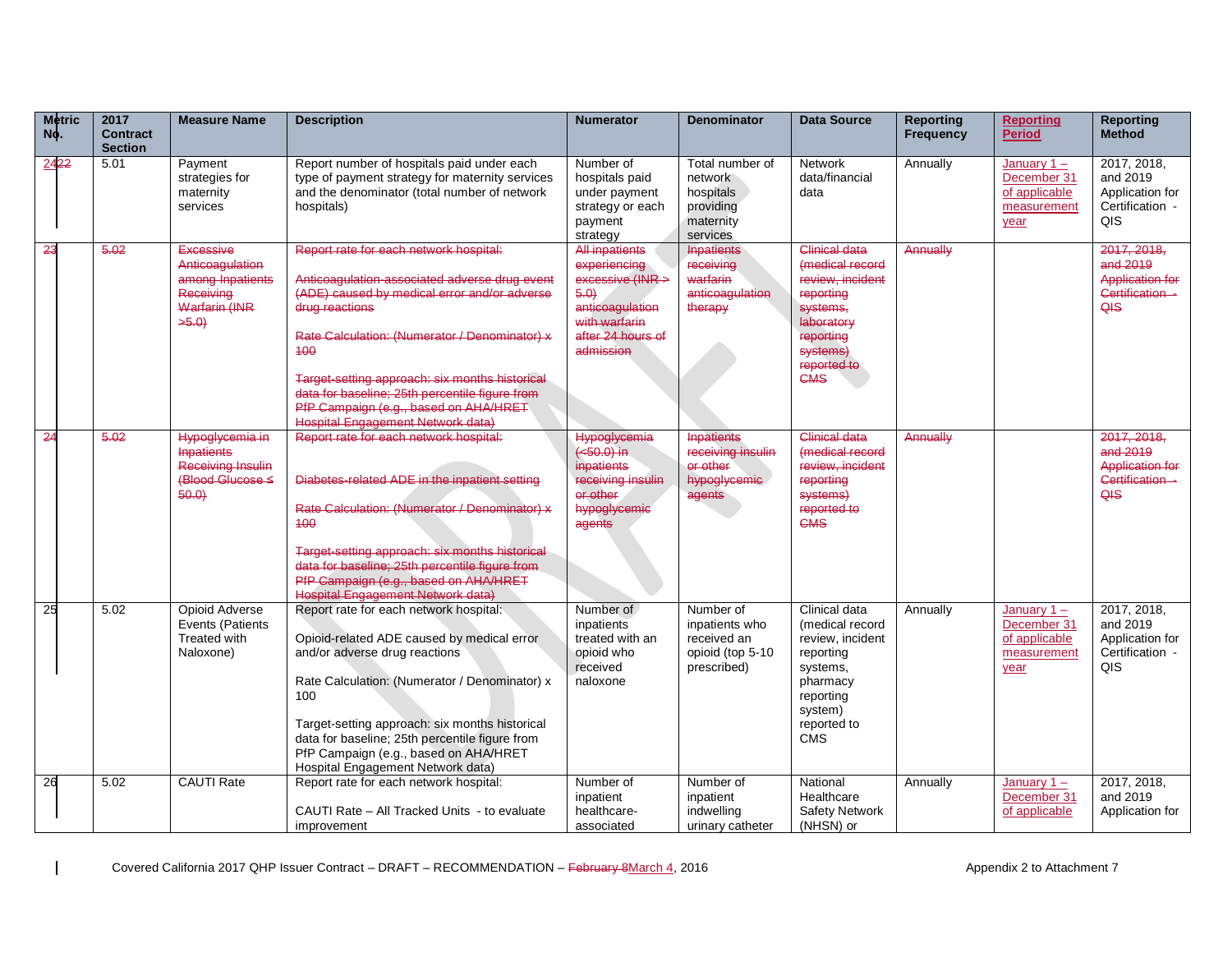| Metric No. | 2017 Contract Section | Measure Name | Description | Numerator | Denominator | Data Source | Reporting Frequency | Reporting Period | Reporting Method |
|---|---|---|---|---|---|---|---|---|---|
| 24~~22~~ | 5.01 | Payment strategies for maternity services | Report number of hospitals paid under each type of payment strategy for maternity services and the denominator (total number of network hospitals) | Number of hospitals paid under payment strategy or each payment strategy | Total number of network hospitals providing maternity services | Network data/financial data | Annually | January 1 – December 31 of applicable measurement year | 2017, 2018, and 2019 Application for Certification - QIS |
| ~~23~~ | ~~5.02~~ | ~~Excessive Anticoagulation among Inpatients Receiving Warfarin (INR >5.0)~~ | ~~Report rate for each network hospital:~~<br><br>~~Anticoagulation-associated adverse drug event (ADE) caused by medical error and/or adverse drug reactions~~<br><br>~~Rate Calculation: (Numerator / Denominator) x 100~~<br><br>~~Target-setting approach: six months historical data for baseline; 25th percentile figure from PfP Campaign (e.g., based on AHA/HRET Hospital Engagement Network data)~~ | ~~All inpatients experiencing excessive (INR > 5.0) anticoagulation with warfarin after 24 hours of admission~~ | ~~Inpatients receiving warfarin anticoagulation therapy~~ | ~~Clinical data (medical record review, incident reporting systems, laboratory reporting systems) reported to CMS~~ | ~~Annually~~ | | ~~2017, 2018, and 2019 Application for Certification - QIS~~ |
| ~~24~~ | ~~5.02~~ | ~~Hypoglycemia in Inpatients Receiving Insulin (Blood Glucose ≤ 50.0)~~ | ~~Report rate for each network hospital:~~<br><br>~~Diabetes-related ADE in the inpatient setting~~<br><br>~~Rate Calculation: (Numerator / Denominator) x 100~~<br><br>~~Target-setting approach: six months historical data for baseline; 25th percentile figure from PfP Campaign (e.g., based on AHA/HRET Hospital Engagement Network data)~~ | ~~Hypoglycemia (<50.0) in inpatients receiving insulin or other hypoglycemic agents~~ | ~~Inpatients receiving insulin or other hypoglycemic agents~~ | ~~Clinical data (medical record review, incident reporting systems) reported to CMS~~ | ~~Annually~~ | | ~~2017, 2018, and 2019 Application for Certification - QIS~~ |
| 25 | 5.02 | Opioid Adverse Events (Patients Treated with Naloxone) | Report rate for each network hospital:<br><br>Opioid-related ADE caused by medical error and/or adverse drug reactions<br><br>Rate Calculation: (Numerator / Denominator) x 100<br><br>Target-setting approach: six months historical data for baseline; 25th percentile figure from PfP Campaign (e.g., based on AHA/HRET Hospital Engagement Network data) | Number of inpatients treated with an opioid who received naloxone | Number of inpatients who received an opioid (top 5-10 prescribed) | Clinical data (medical record review, incident reporting systems, pharmacy reporting system) reported to CMS | Annually | January 1 – December 31 of applicable measurement year | 2017, 2018, and 2019 Application for Certification - QIS |
| 26 | 5.02 | CAUTI Rate | Report rate for each network hospital:<br><br>CAUTI Rate – All Tracked Units - to evaluate improvement | Number of inpatient healthcare-associated | Number of inpatient indwelling urinary catheter | National Healthcare Safety Network (NHSN) or | Annually | January 1 – December 31 of applicable | 2017, 2018, and 2019 Application for |

Covered California 2017 QHP Issuer Contract – DRAFT – RECOMMENDATION – ~~February 8~~March 4, 2016 — Appendix 2 to Attachment 7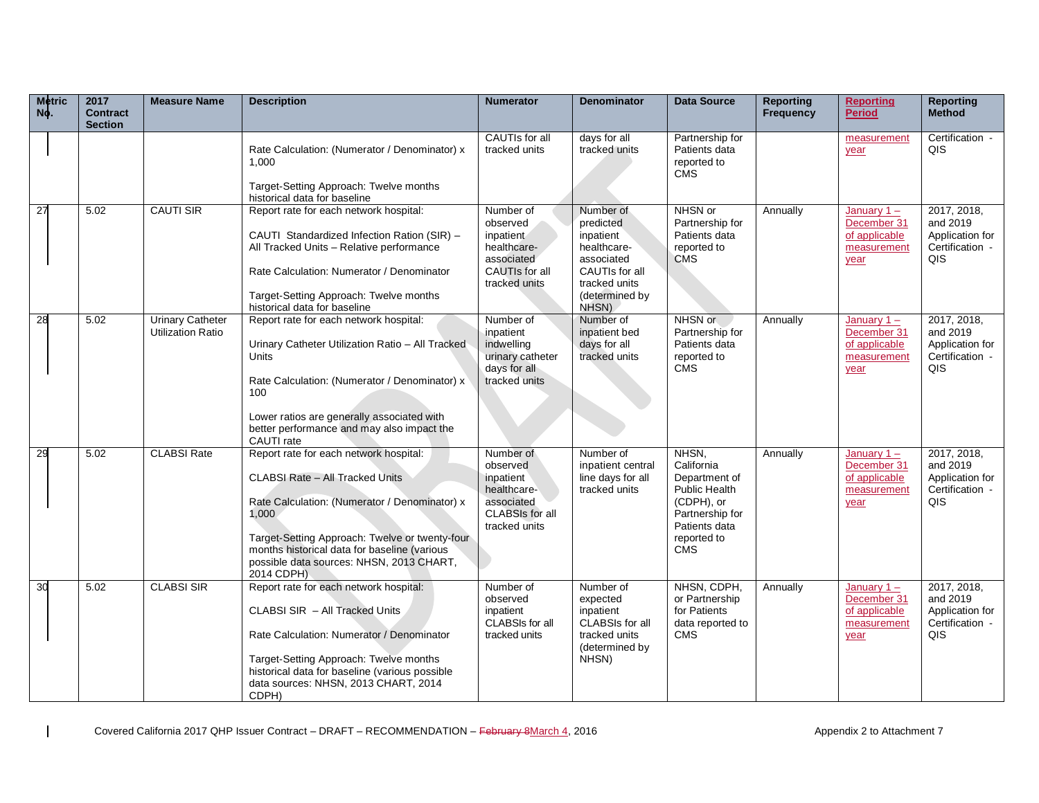| Metric No. | 2017 Contract Section | Measure Name | Description | Numerator | Denominator | Data Source | Reporting Frequency | Reporting Period | Reporting Method |
|---|---|---|---|---|---|---|---|---|---|
| | | | Rate Calculation: (Numerator / Denominator) x 1,000<br><br>Target-Setting Approach: Twelve months historical data for baseline | CAUTIs for all tracked units | days for all tracked units | Partnership for Patients data reported to CMS | | measurement year | Certification - QIS |
| 27 | 5.02 | CAUTI SIR | Report rate for each network hospital:<br><br>CAUTI Standardized Infection Ration (SIR) – All Tracked Units – Relative performance<br><br>Rate Calculation: Numerator / Denominator<br><br>Target-Setting Approach: Twelve months historical data for baseline | Number of observed inpatient healthcare-associated CAUTIs for all tracked units | Number of predicted inpatient healthcare-associated CAUTIs for all tracked units (determined by NHSN) | NHSN or Partnership for Patients data reported to CMS | Annually | January 1 – December 31 of applicable measurement year | 2017, 2018, and 2019 Application for Certification - QIS |
| 28 | 5.02 | Urinary Catheter Utilization Ratio | Report rate for each network hospital:<br><br>Urinary Catheter Utilization Ratio – All Tracked Units<br><br>Rate Calculation: (Numerator / Denominator) x 100<br><br>Lower ratios are generally associated with better performance and may also impact the CAUTI rate | Number of inpatient indwelling urinary catheter days for all tracked units | Number of inpatient bed days for all tracked units | NHSN or Partnership for Patients data reported to CMS | Annually | January 1 – December 31 of applicable measurement year | 2017, 2018, and 2019 Application for Certification - QIS |
| 29 | 5.02 | CLABSI Rate | Report rate for each network hospital:<br><br>CLABSI Rate – All Tracked Units<br><br>Rate Calculation: (Numerator / Denominator) x 1,000<br><br>Target-Setting Approach: Twelve or twenty-four months historical data for baseline (various possible data sources: NHSN, 2013 CHART, 2014 CDPH) | Number of observed inpatient healthcare-associated CLABSIs for all tracked units | Number of inpatient central line days for all tracked units | NHSN, California Department of Public Health (CDPH), or Partnership for Patients data reported to CMS | Annually | January 1 – December 31 of applicable measurement year | 2017, 2018, and 2019 Application for Certification - QIS |
| 30 | 5.02 | CLABSI SIR | Report rate for each network hospital:<br><br>CLABSI SIR – All Tracked Units<br><br>Rate Calculation: Numerator / Denominator<br><br>Target-Setting Approach: Twelve months historical data for baseline (various possible data sources: NHSN, 2013 CHART, 2014 CDPH) | Number of observed inpatient CLABSIs for all tracked units | Number of expected inpatient CLABSIs for all tracked units (determined by NHSN) | NHSN, CDPH, or Partnership for Patients data reported to CMS | Annually | January 1 – December 31 of applicable measurement year | 2017, 2018, and 2019 Application for Certification - QIS |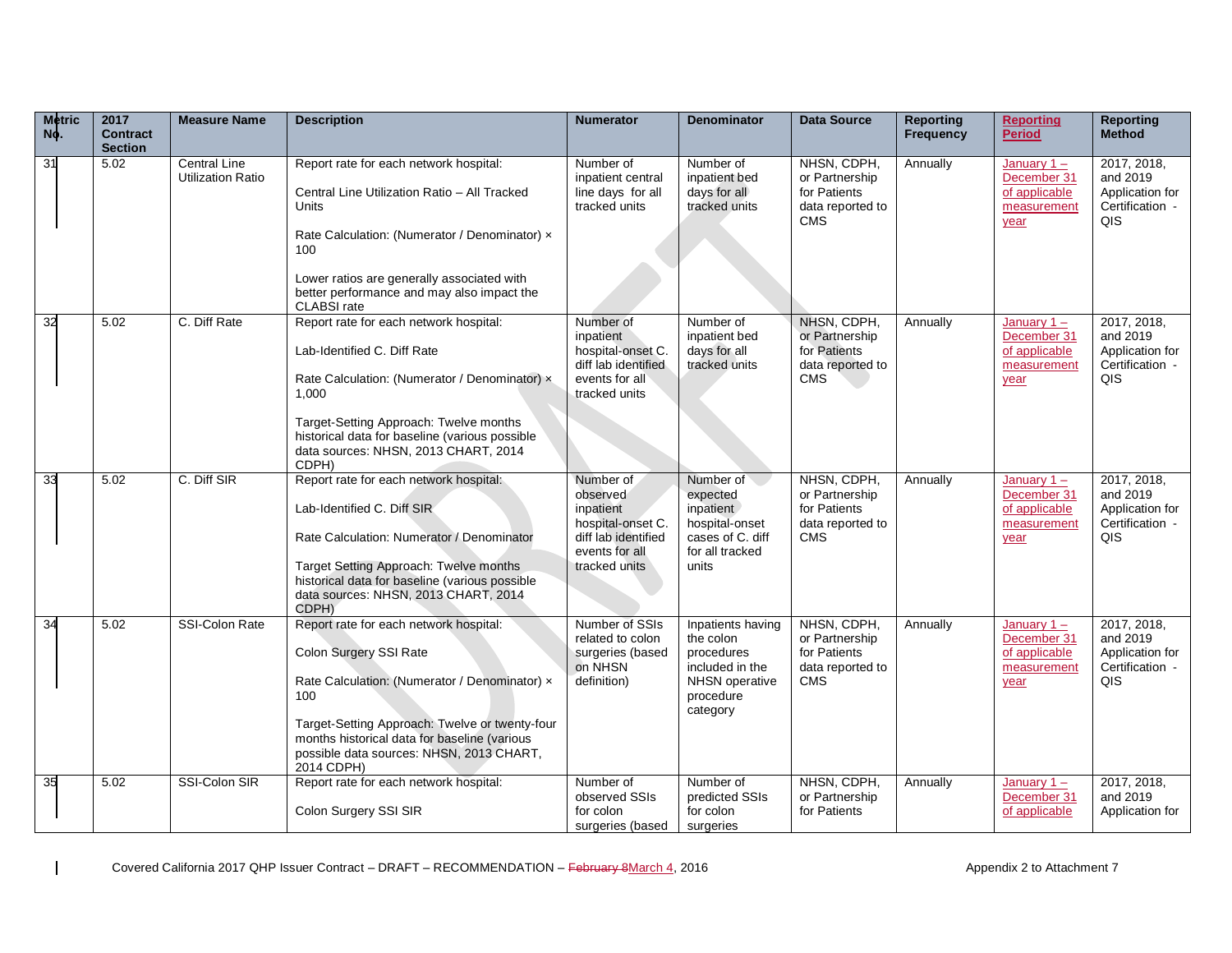| Metric No. | 2017 Contract Section | Measure Name | Description | Numerator | Denominator | Data Source | Reporting Frequency | Reporting Period | Reporting Method |
|---|---|---|---|---|---|---|---|---|---|
| 31 | 5.02 | Central Line Utilization Ratio | Report rate for each network hospital:<br><br>Central Line Utilization Ratio – All Tracked Units<br><br>Rate Calculation: (Numerator / Denominator) × 100<br><br>Lower ratios are generally associated with better performance and may also impact the CLABSI rate | Number of inpatient central line days for all tracked units | Number of inpatient bed days for all tracked units | NHSN, CDPH, or Partnership for Patients data reported to CMS | Annually | January 1 – December 31 of applicable measurement year | 2017, 2018, and 2019 Application for Certification - QIS |
| 32 | 5.02 | C. Diff Rate | Report rate for each network hospital:<br><br>Lab-Identified C. Diff Rate<br><br>Rate Calculation: (Numerator / Denominator) × 1,000<br><br>Target-Setting Approach: Twelve months historical data for baseline (various possible data sources: NHSN, 2013 CHART, 2014 CDPH) | Number of inpatient hospital-onset C. diff lab identified events for all tracked units | Number of inpatient bed days for all tracked units | NHSN, CDPH, or Partnership for Patients data reported to CMS | Annually | January 1 – December 31 of applicable measurement year | 2017, 2018, and 2019 Application for Certification - QIS |
| 33 | 5.02 | C. Diff SIR | Report rate for each network hospital:<br><br>Lab-Identified C. Diff SIR<br><br>Rate Calculation: Numerator / Denominator<br><br>Target Setting Approach: Twelve months historical data for baseline (various possible data sources: NHSN, 2013 CHART, 2014 CDPH) | Number of observed inpatient hospital-onset C. diff lab identified events for all tracked units | Number of expected inpatient hospital-onset cases of C. diff for all tracked units | NHSN, CDPH, or Partnership for Patients data reported to CMS | Annually | January 1 – December 31 of applicable measurement year | 2017, 2018, and 2019 Application for Certification - QIS |
| 34 | 5.02 | SSI-Colon Rate | Report rate for each network hospital:<br><br>Colon Surgery SSI Rate<br><br>Rate Calculation: (Numerator / Denominator) × 100<br><br>Target-Setting Approach: Twelve or twenty-four months historical data for baseline (various possible data sources: NHSN, 2013 CHART, 2014 CDPH) | Number of SSIs related to colon surgeries (based on NHSN definition) | Inpatients having the colon procedures included in the NHSN operative procedure category | NHSN, CDPH, or Partnership for Patients data reported to CMS | Annually | January 1 – December 31 of applicable measurement year | 2017, 2018, and 2019 Application for Certification - QIS |
| 35 | 5.02 | SSI-Colon SIR | Report rate for each network hospital:<br><br>Colon Surgery SSI SIR | Number of observed SSIs for colon surgeries (based | Number of predicted SSIs for colon surgeries | NHSN, CDPH, or Partnership for Patients | Annually | January 1 – December 31 of applicable | 2017, 2018, and 2019 Application for |

Covered California 2017 QHP Issuer Contract – DRAFT – RECOMMENDATION – ~~February 8~~March 4, 2016 — Appendix 2 to Attachment 7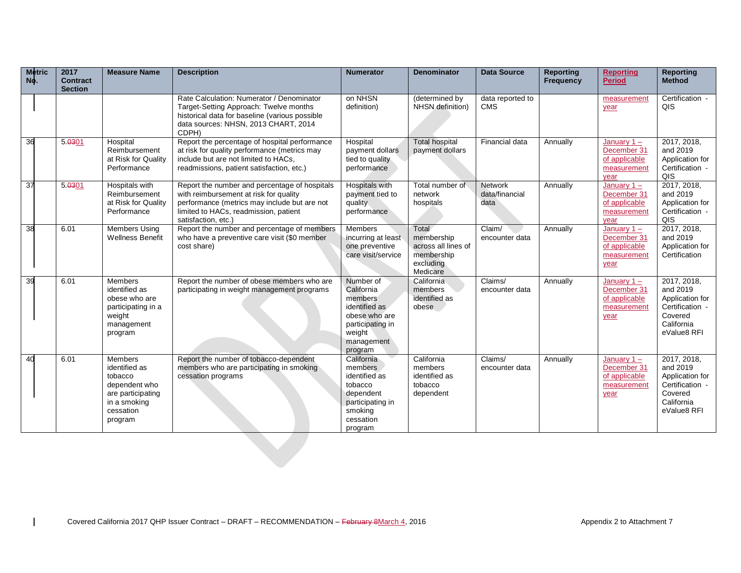| Metric No. | 2017 Contract Section | Measure Name | Description | Numerator | Denominator | Data Source | Reporting Frequency | Reporting Period | Reporting Method |
|---|---|---|---|---|---|---|---|---|---|
| | | | Rate Calculation: Numerator / Denominator Target-Setting Approach: Twelve months historical data for baseline (various possible data sources: NHSN, 2013 CHART, 2014 CDPH) | on NHSN definition) | (determined by NHSN definition) | data reported to CMS | | measurement year | Certification - QIS |
| 36 | 5.0301 | Hospital Reimbursement at Risk for Quality Performance | Report the percentage of hospital performance at risk for quality performance (metrics may include but are not limited to HACs, readmissions, patient satisfaction, etc.) | Hospital payment dollars tied to quality performance | Total hospital payment dollars | Financial data | Annually | January 1 – December 31 of applicable measurement year | 2017, 2018, and 2019 Application for Certification - QIS |
| 37 | 5.0301 | Hospitals with Reimbursement at Risk for Quality Performance | Report the number and percentage of hospitals with reimbursement at risk for quality performance (metrics may include but are not limited to HACs, readmission, patient satisfaction, etc.) | Hospitals with payment tied to quality performance | Total number of network hospitals | Network data/financial data | Annually | January 1 – December 31 of applicable measurement year | 2017, 2018, and 2019 Application for Certification - QIS |
| 38 | 6.01 | Members Using Wellness Benefit | Report the number and percentage of members who have a preventive care visit ($0 member cost share) | Members incurring at least one preventive care visit/service | Total membership across all lines of membership excluding Medicare | Claim/ encounter data | Annually | January 1 – December 31 of applicable measurement year | 2017, 2018, and 2019 Application for Certification |
| 39 | 6.01 | Members identified as obese who are participating in a weight management program | Report the number of obese members who are participating in weight management programs | Number of California members identified as obese who are participating in weight management program | California members identified as obese | Claims/ encounter data | Annually | January 1 – December 31 of applicable measurement year | 2017, 2018, and 2019 Application for Certification - Covered California eValue8 RFI |
| 40 | 6.01 | Members identified as tobacco dependent who are participating in a smoking cessation program | Report the number of tobacco-dependent members who are participating in smoking cessation programs | California members identified as tobacco dependent participating in smoking cessation program | California members identified as tobacco dependent | Claims/ encounter data | Annually | January 1 – December 31 of applicable measurement year | 2017, 2018, and 2019 Application for Certification - Covered California eValue8 RFI |